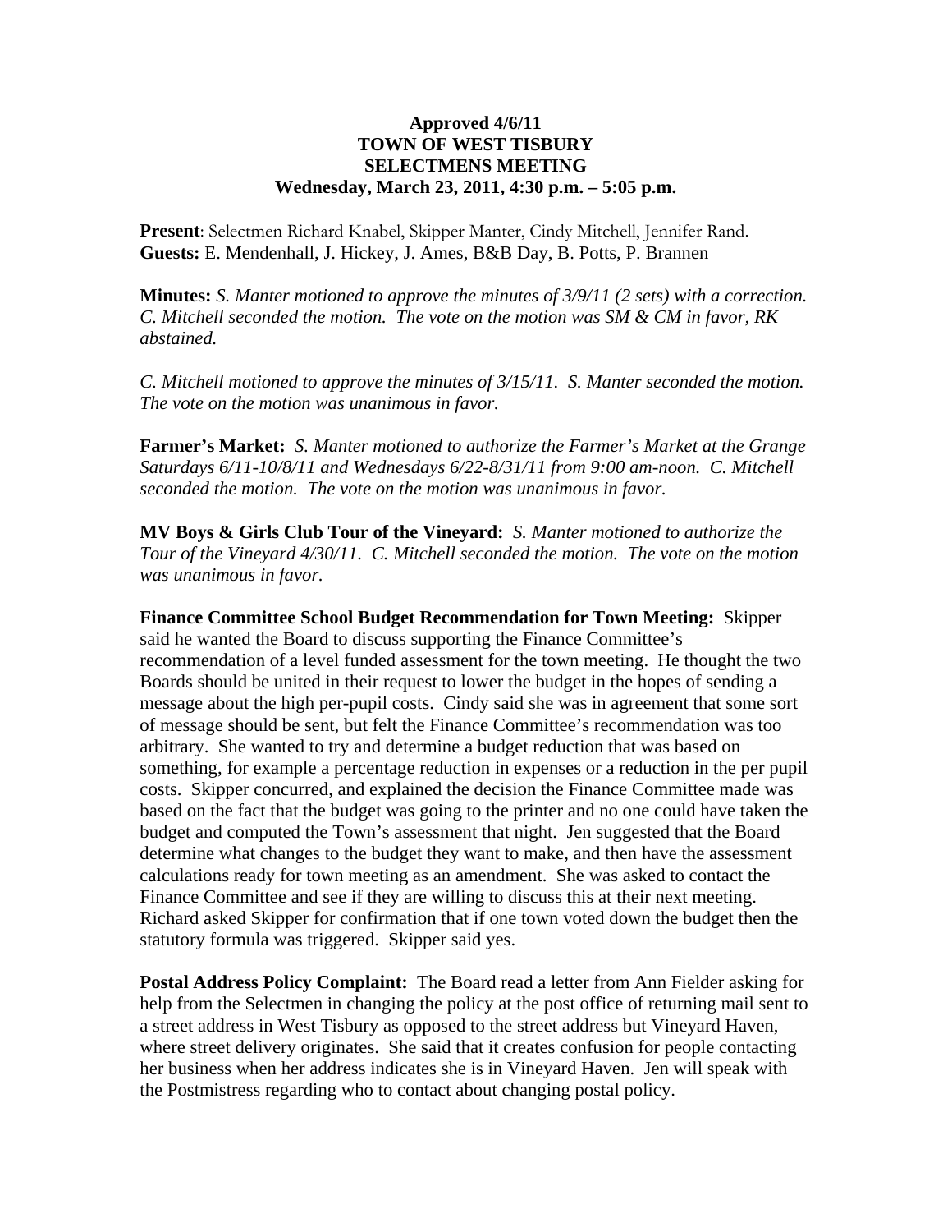**Approved 4/6/11**
**TOWN OF WEST TISBURY**
**SELECTMENS MEETING**
**Wednesday, March 23, 2011, 4:30 p.m. – 5:05 p.m.**

**Present**: Selectmen Richard Knabel, Skipper Manter, Cindy Mitchell, Jennifer Rand.
**Guests:** E. Mendenhall, J. Hickey, J. Ames, B&B Day, B. Potts, P. Brannen

**Minutes:** *S. Manter motioned to approve the minutes of 3/9/11 (2 sets) with a correction. C. Mitchell seconded the motion. The vote on the motion was SM & CM in favor, RK abstained.*

*C. Mitchell motioned to approve the minutes of 3/15/11. S. Manter seconded the motion. The vote on the motion was unanimous in favor.*

**Farmer's Market:** *S. Manter motioned to authorize the Farmer's Market at the Grange Saturdays 6/11-10/8/11 and Wednesdays 6/22-8/31/11 from 9:00 am-noon. C. Mitchell seconded the motion. The vote on the motion was unanimous in favor.*

**MV Boys & Girls Club Tour of the Vineyard:** *S. Manter motioned to authorize the Tour of the Vineyard 4/30/11. C. Mitchell seconded the motion. The vote on the motion was unanimous in favor.*

**Finance Committee School Budget Recommendation for Town Meeting:** Skipper said he wanted the Board to discuss supporting the Finance Committee's recommendation of a level funded assessment for the town meeting. He thought the two Boards should be united in their request to lower the budget in the hopes of sending a message about the high per-pupil costs. Cindy said she was in agreement that some sort of message should be sent, but felt the Finance Committee's recommendation was too arbitrary. She wanted to try and determine a budget reduction that was based on something, for example a percentage reduction in expenses or a reduction in the per pupil costs. Skipper concurred, and explained the decision the Finance Committee made was based on the fact that the budget was going to the printer and no one could have taken the budget and computed the Town's assessment that night. Jen suggested that the Board determine what changes to the budget they want to make, and then have the assessment calculations ready for town meeting as an amendment. She was asked to contact the Finance Committee and see if they are willing to discuss this at their next meeting. Richard asked Skipper for confirmation that if one town voted down the budget then the statutory formula was triggered. Skipper said yes.

**Postal Address Policy Complaint:** The Board read a letter from Ann Fielder asking for help from the Selectmen in changing the policy at the post office of returning mail sent to a street address in West Tisbury as opposed to the street address but Vineyard Haven, where street delivery originates. She said that it creates confusion for people contacting her business when her address indicates she is in Vineyard Haven. Jen will speak with the Postmistress regarding who to contact about changing postal policy.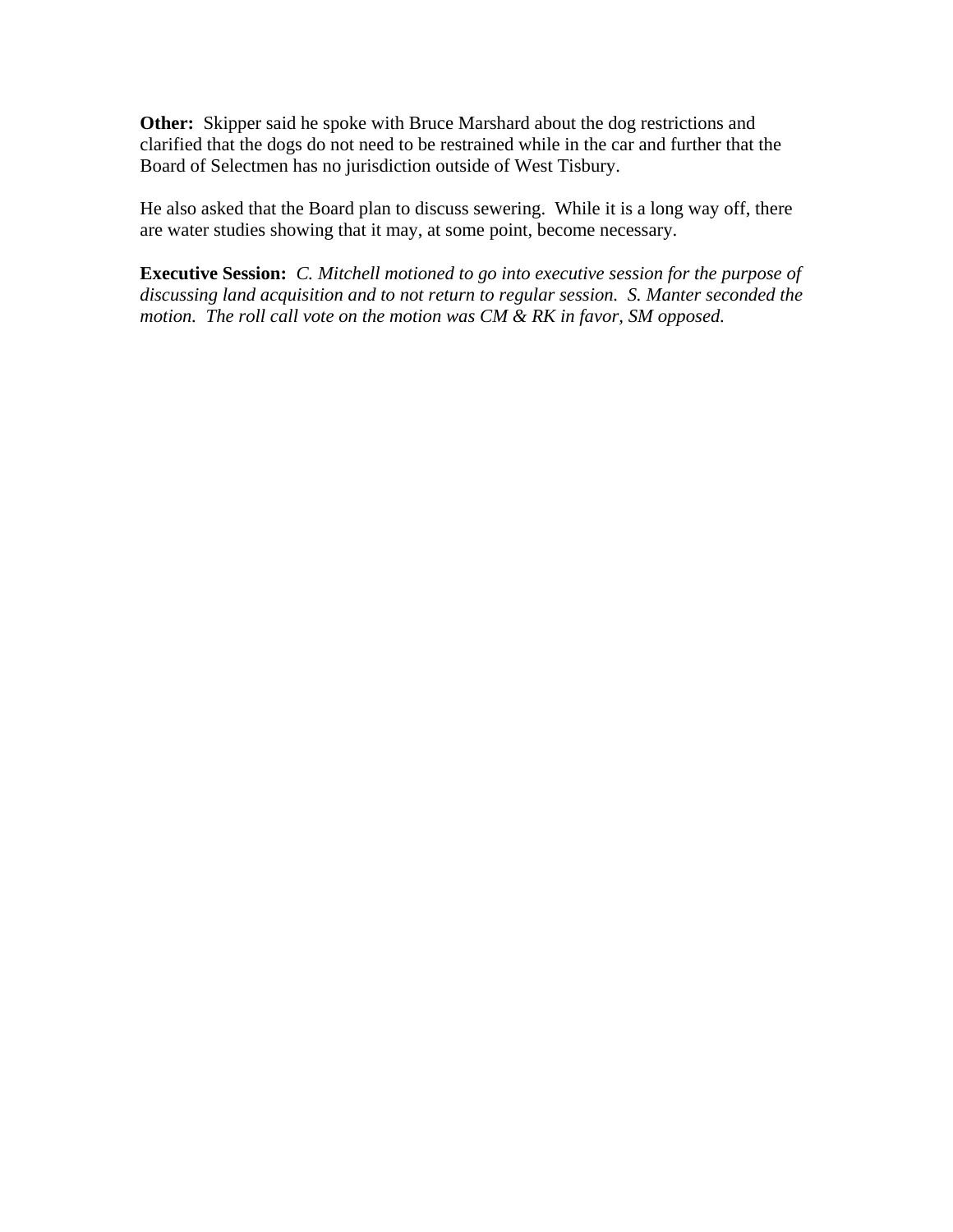**Other:** Skipper said he spoke with Bruce Marshard about the dog restrictions and clarified that the dogs do not need to be restrained while in the car and further that the Board of Selectmen has no jurisdiction outside of West Tisbury.

He also asked that the Board plan to discuss sewering. While it is a long way off, there are water studies showing that it may, at some point, become necessary.

**Executive Session:** *C. Mitchell motioned to go into executive session for the purpose of discussing land acquisition and to not return to regular session. S. Manter seconded the motion. The roll call vote on the motion was CM & RK in favor, SM opposed.*